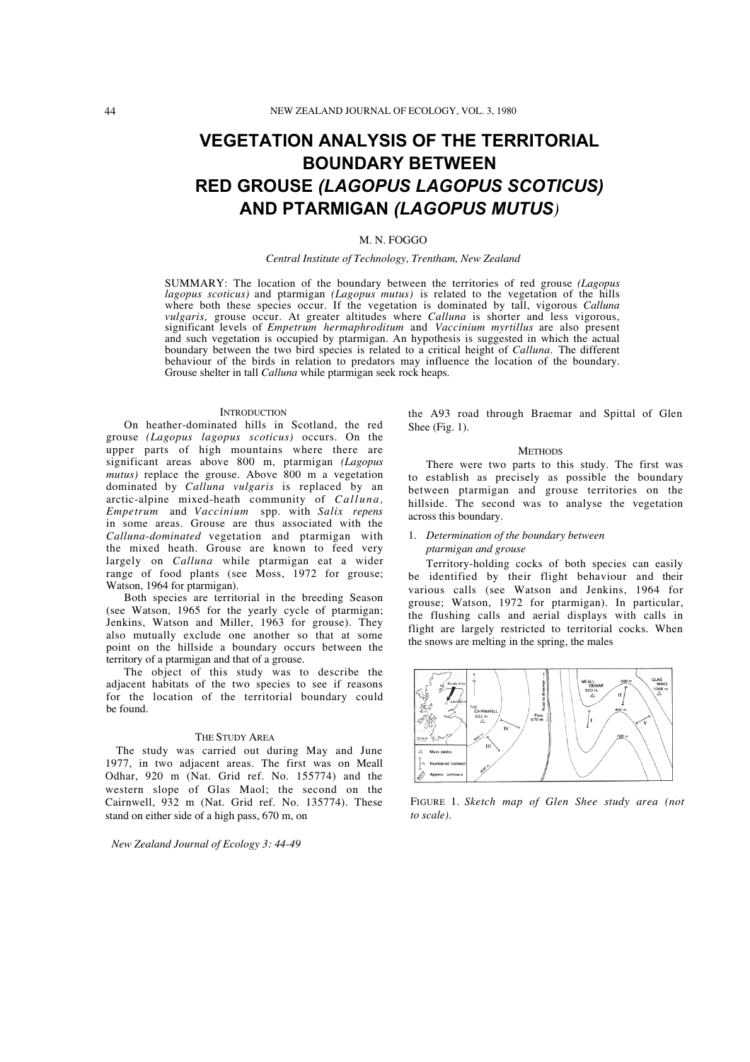# VEGETATION ANALYSIS OF THE TERRITORIAL BOUNDARY BETWEEN RED GROUSE *(LAGOPUS LAGOPUS SCOTICUS)* AND PTARMIGAN *(LAGOPUS MUTUS)*

M. N. FOGGO

*Central Institute of Technology, Trentham, New Zealand*

SUMMARY: The location of the boundary between the territories of red grouse *(Lagopus lagopus scoticus)* and ptarmigan *(Lagopus mutus)* is related to the vegetation of the hills where both these species occur. If the vegetation is dominated by tall, vigorous *Calluna vulgaris,* grouse occur. At greater altitudes where *Calluna* is shorter and less vigorous, significant levels of *Empetrum hermaphroditum* and *Vaccinium myrtillus* are also present and such vegetation is occupied by ptarmigan. An hypothesis is suggested in which the actual boundary between the two bird species is related to a critical height of *Calluna*. The different behaviour of the birds in relation to predators may influence the location of the boundary. Grouse shelter in tall *Calluna* while ptarmigan seek rock heaps.

## INTRODUCTION

On heather-dominated hills in Scotland, the red grouse *(Lagopus lagopus scoticus)* occurs. On the upper parts of high mountains where there are significant areas above 800 m, ptarmigan *(Lagopus mutus)* replace the grouse. Above 800 m a vegetation dominated by *Calluna vulgaris* is replaced by an arctic-alpine mixed-heath community of *Calluna, Empetrum* and *Vaccinium* spp. with *Salix repens* in some areas. Grouse are thus associated with the *Calluna-dominated* vegetation and ptarmigan with the mixed heath. Grouse are known to feed very largely on *Calluna* while ptarmigan eat a wider range of food plants (see Moss, 1972 for grouse; Watson, 1964 for ptarmigan).

Both species are territorial in the breeding Season (see Watson, 1965 for the yearly cycle of ptarmigan; Jenkins, Watson and Miller, 1963 for grouse). They also mutually exclude one another so that at some point on the hillside a boundary occurs between the territory of a ptarmigan and that of a grouse.

The object of this study was to describe the adjacent habitats of the two species to see if reasons for the location of the territorial boundary could be found.

## THE STUDY AREA

The study was carried out during May and June 1977, in two adjacent areas. The first was on Meall Odhar, 920 m (Nat. Grid ref. No. 155774) and the western slope of Glas Maol; the second on the Cairnwell, 932 m (Nat. Grid ref. No. 135774). These stand on either side of a high pass, 670 m, on the A93 road through Braemar and Spittal of Glen Shee (Fig. 1).

## METHODS

There were two parts to this study. The first was to establish as precisely as possible the boundary between ptarmigan and grouse territories on the hillside. The second was to analyse the vegetation across this boundary.

### 1. *Determination of the boundary between ptarmigan and grouse*

Territory-holding cocks of both species can easily be identified by their flight behaviour and their various calls (see Watson and Jenkins, 1964 for grouse; Watson, 1972 for ptarmigan). In particular, the flushing calls and aerial displays with calls in flight are largely restricted to territorial cocks. When the snows are melting in the spring, the males

FIGURE 1. *Sketch map of Glen Shee study area (not to scale).*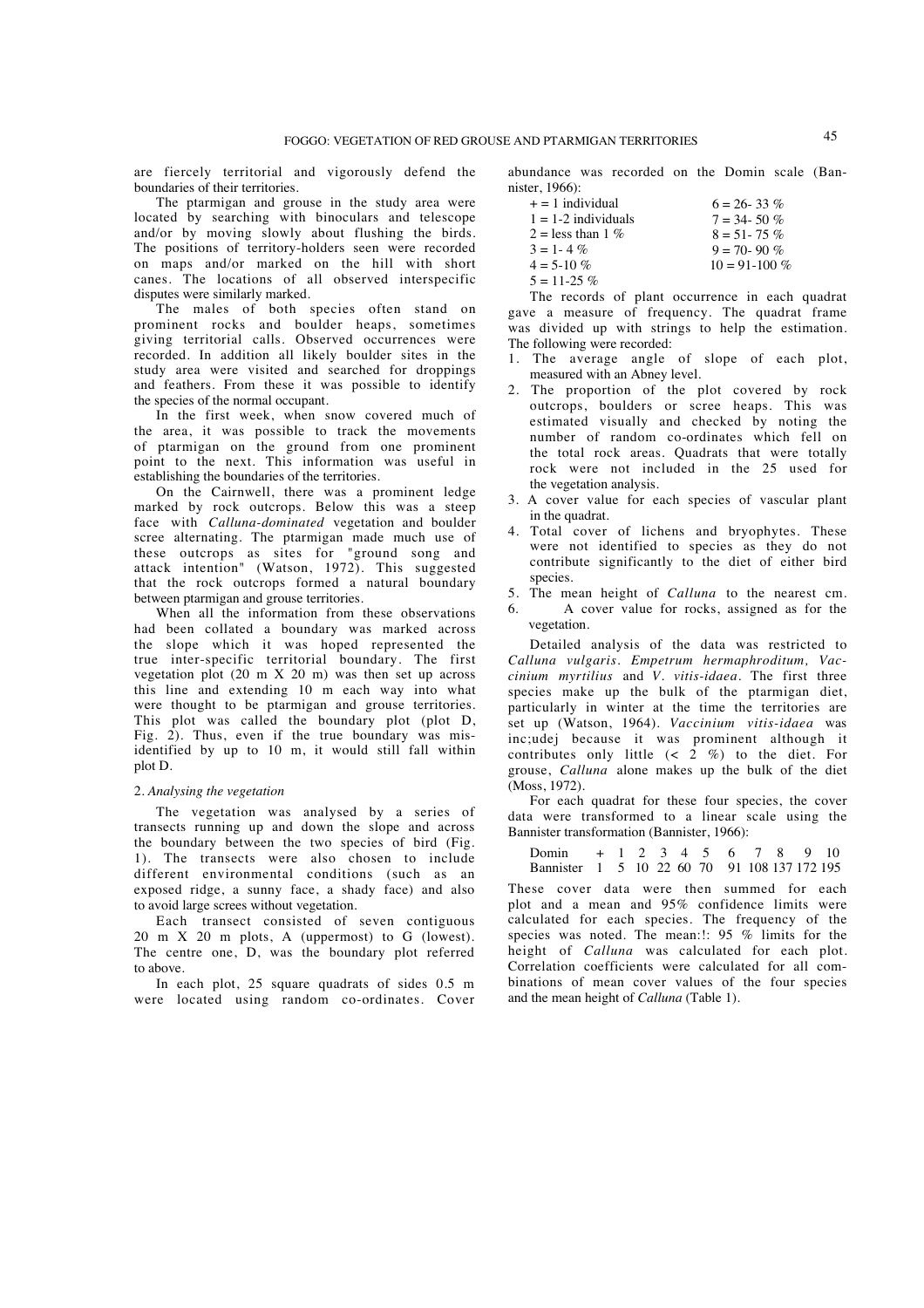are fiercely territorial and vigorously defend the boundaries of their territories.

The ptarmigan and grouse in the study area were located by searching with binoculars and telescope and/or by moving slowly about flushing the birds. The positions of territory-holders seen were recorded on maps and/or marked on the hill with short canes. The locations of all observed interspecific disputes were similarly marked.

The males of both species often stand on prominent rocks and boulder heaps, sometimes giving territorial calls. Observed occurrences were recorded. In addition all likely boulder sites in the study area were visited and searched for droppings and feathers. From these it was possible to identify the species of the normal occupant.

In the first week, when snow covered much of the area, it was possible to track the movements of ptarmigan on the ground from one prominent point to the next. This information was useful in establishing the boundaries of the territories.

On the Cairnwell, there was a prominent ledge marked by rock outcrops. Below this was a steep face with *Calluna-dominated* vegetation and boulder scree alternating. The ptarmigan made much use of these outcrops as sites for "ground song and attack intention" (Watson, 1972). This suggested that the rock outcrops formed a natural boundary between ptarmigan and grouse territories.

When all the information from these observations had been collated a boundary was marked across the slope which it was hoped represented the true inter-specific territorial boundary. The first vegetation plot (20 m X 20 m) was then set up across this line and extending 10 m each way into what were thought to be ptarmigan and grouse territories. This plot was called the boundary plot (plot D, Fig. 2). Thus, even if the true boundary was mis-identified by up to 10 m, it would still fall within plot D.

## 2. *Analysing the vegetation*

The vegetation was analysed by a series of transects running up and down the slope and across the boundary between the two species of bird (Fig. 1). The transects were also chosen to include different environmental conditions (such as an exposed ridge, a sunny face, a shady face) and also to avoid large screes without vegetation.

Each transect consisted of seven contiguous 20 m X 20 m plots, A (uppermost) to G (lowest). The centre one, D, was the boundary plot referred to above.

In each plot, 25 square quadrats of sides 0.5 m were located using random co-ordinates. Cover abundance was recorded on the Domin scale (Bannister, 1966):

| | |
|---|---|
| + = 1 individual | 6 = 26- 33 % |
| 1 = 1-2 individuals | 7 = 34- 50 % |
| 2 = less than 1 % | 8 = 51- 75 % |
| 3 = 1- 4 % | 9 = 70- 90 % |
| 4 = 5-10 % | 10 = 91-100 % |
| 5 = 11-25 % | |

The records of plant occurrence in each quadrat gave a measure of frequency. The quadrat frame was divided up with strings to help the estimation. The following were recorded:

1. The average angle of slope of each plot, measured with an Abney level.
2. The proportion of the plot covered by rock outcrops, boulders or scree heaps. This was estimated visually and checked by noting the number of random co-ordinates which fell on the total rock areas. Quadrats that were totally rock were not included in the 25 used for the vegetation analysis.
3. A cover value for each species of vascular plant in the quadrat.
4. Total cover of lichens and bryophytes. These were not identified to species as they do not contribute significantly to the diet of either bird species.
5. The mean height of *Calluna* to the nearest cm.
6. A cover value for rocks, assigned as for the vegetation.

Detailed analysis of the data was restricted to *Calluna vulgaris*. *Empetrum hermaphroditum, Vaccinium myrtilius* and *V. vitis-idaea*. The first three species make up the bulk of the ptarmigan diet, particularly in winter at the time the territories are set up (Watson, 1964). *Vaccinium vitis-idaea* was inc;udej because it was prominent although it contributes only little (< 2 %) to the diet. For grouse, *Calluna* alone makes up the bulk of the diet (Moss, 1972).

For each quadrat for these four species, the cover data were transformed to a linear scale using the Bannister transformation (Bannister, 1966):

| Domin | + | 1 | 2 | 3 | 4 | 5 | 6 | 7 | 8 | 9 | 10 |
|---|---|---|---|---|---|---|---|---|---|---|---|
| Bannister | 1 | 5 | 10 | 22 | 60 | 70 | 91 | 108 | 137 | 172 | 195 |

These cover data were then summed for each plot and a mean and 95% confidence limits were calculated for each species. The frequency of the species was noted. The mean:!: 95 % limits for the height of *Calluna* was calculated for each plot. Correlation coefficients were calculated for all combinations of mean cover values of the four species and the mean height of *Calluna* (Table 1).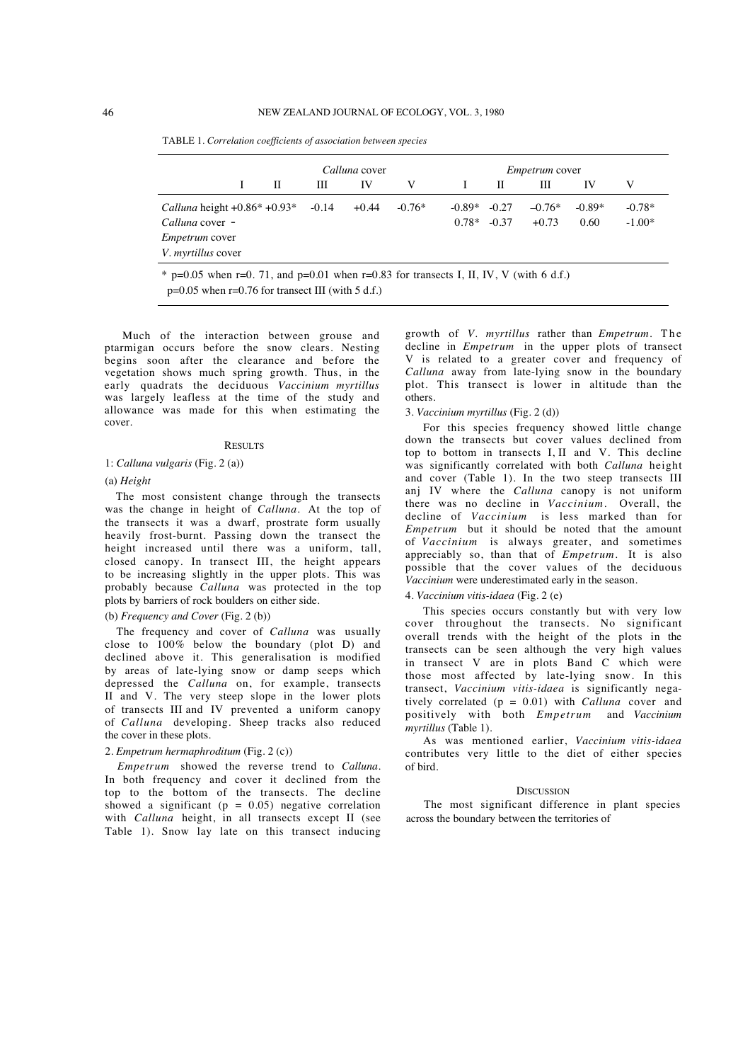TABLE 1. *Correlation coefficients of association between species*

| | *Calluna* cover | | | | | *Empetrum* cover | | | | |
|---|---|---|---|---|---|---|---|---|---|---|
| | I | II | III | IV | V | I | II | III | IV | V |
| *Calluna* height | +0.86* | +0.93* | -0.14 | +0.44 | -0.76* | -0.89* | -0.27 | –0.76* | -0.89* | -0.78* |
| *Calluna* cover | - | | | | | 0.78* | -0.37 | +0.73 | 0.60 | -1.00* |
| *Empetrum* cover | | | | | | | | | | |
| *V. myrtillus* cover | | | | | | | | | | |

\* p=0.05 when r=0. 71, and p=0.01 when r=0.83 for transects I, II, IV, V (with 6 d.f.)
p=0.05 when r=0.76 for transect III (with 5 d.f.)

Much of the interaction between grouse and ptarmigan occurs before the snow clears. Nesting begins soon after the clearance and before the vegetation shows much spring growth. Thus, in the early quadrats the deciduous *Vaccinium myrtillus* was largely leafless at the time of the study and allowance was made for this when estimating the cover.

## RESULTS

### 1: *Calluna vulgaris* (Fig. 2 (a))

#### (a) *Height*

The most consistent change through the transects was the change in height of *Calluna*. At the top of the transects it was a dwarf, prostrate form usually heavily frost-burnt. Passing down the transect the height increased until there was a uniform, tall, closed canopy. In transect III, the height appears to be increasing slightly in the upper plots. This was probably because *Calluna* was protected in the top plots by barriers of rock boulders on either side.

#### (b) *Frequency and Cover* (Fig. 2 (b))

The frequency and cover of *Calluna* was usually close to 100% below the boundary (plot D) and declined above it. This generalisation is modified by areas of late-lying snow or damp seeps which depressed the *Calluna* on, for example, transects II and V. The very steep slope in the lower plots of transects III and IV prevented a uniform canopy of *Calluna* developing. Sheep tracks also reduced the cover in these plots.

### 2. *Empetrum hermaphroditum* (Fig. 2 (c))

*Empetrum* showed the reverse trend to *Calluna*. In both frequency and cover it declined from the top to the bottom of the transects. The decline showed a significant (p = 0.05) negative correlation with *Calluna* height, in all transects except II (see Table 1). Snow lay late on this transect inducing growth of *V. myrtillus* rather than *Empetrum*. The decline in *Empetrum* in the upper plots of transect V is related to a greater cover and frequency of *Calluna* away from late-lying snow in the boundary plot. This transect is lower in altitude than the others.

### 3. *Vaccinium myrtillus* (Fig. 2 (d))

For this species frequency showed little change down the transects but cover values declined from top to bottom in transects I, II and V. This decline was significantly correlated with both *Calluna* height and cover (Table 1). In the two steep transects III anj IV where the *Calluna* canopy is not uniform there was no decline in *Vaccinium*. Overall, the decline of *Vaccinium* is less marked than for *Empetrum* but it should be noted that the amount of *Vaccinium* is always greater, and sometimes appreciably so, than that of *Empetrum*. It is also possible that the cover values of the deciduous *Vaccinium* were underestimated early in the season.

### 4. *Vaccinium vitis-idaea* (Fig. 2 (e)

This species occurs constantly but with very low cover throughout the transects. No significant overall trends with the height of the plots in the transects can be seen although the very high values in transect V are in plots Band C which were those most affected by late-lying snow. In this transect, *Vaccinium vitis-idaea* is significantly negatively correlated (p = 0.01) with *Calluna* cover and positively with both *Empetrum* and *Vaccinium myrtillus* (Table 1).

As was mentioned earlier, *Vaccinium vitis-idaea* contributes very little to the diet of either species of bird.

## DISCUSSION

The most significant difference in plant species across the boundary between the territories of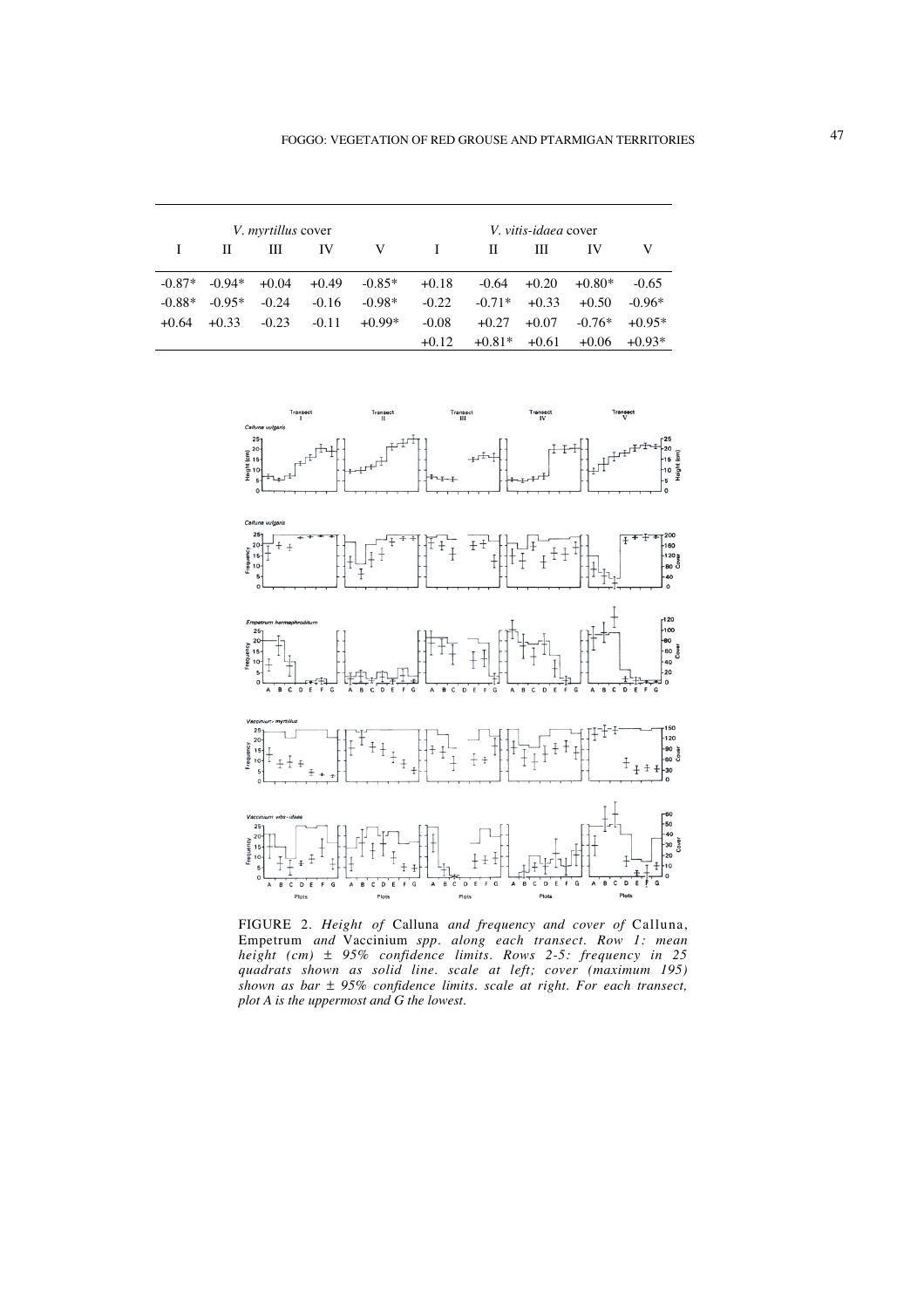| *V. myrtillus* cover | | | | | *V. vitis-idaea* cover | | | | |
|---|---|---|---|---|---|---|---|---|---|
| I | II | III | IV | V | I | II | III | IV | V |
| -0.87* | -0.94* | +0.04 | +0.49 | -0.85* | +0.18 | -0.64 | +0.20 | +0.80* | -0.65 |
| -0.88* | -0.95* | -0.24 | -0.16 | -0.98* | -0.22 | -0.71* | +0.33 | +0.50 | -0.96* |
| +0.64 | +0.33 | -0.23 | -0.11 | +0.99* | -0.08 | +0.27 | +0.07 | -0.76* | +0.95* |
| | | | | | +0.12 | +0.81* | +0.61 | +0.06 | +0.93* |

FIGURE 2. *Height of* Calluna *and frequency and cover of* Calluna, Empetrum *and* Vaccinium *spp. along each transect. Row 1: mean height (cm) ± 95% confidence limits. Rows 2-5: frequency in 25 quadrats shown as solid line. scale at left; cover (maximum 195) shown as bar ± 95% confidence limits. scale at right. For each transect, plot A is the uppermost and G the lowest.*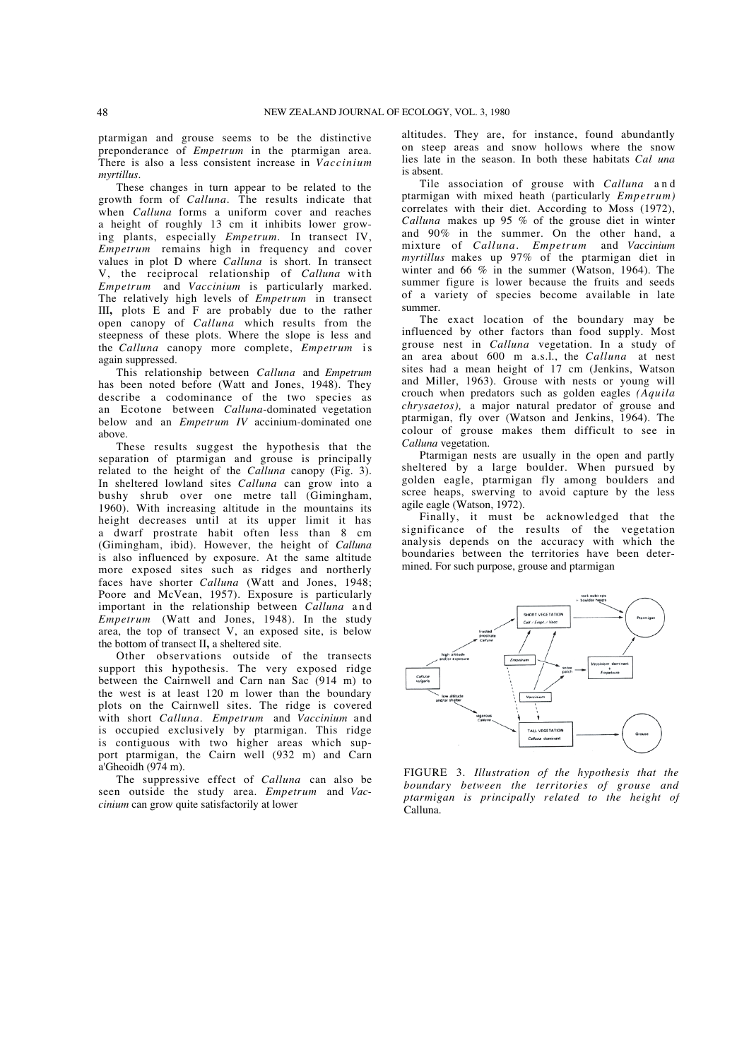ptarmigan and grouse seems to be the distinctive preponderance of *Empetrum* in the ptarmigan area. There is also a less consistent increase in *Vaccinium myrtillus*.

These changes in turn appear to be related to the growth form of *Calluna*. The results indicate that when *Calluna* forms a uniform cover and reaches a height of roughly 13 cm it inhibits lower growing plants, especially *Empetrum*. In transect IV, *Empetrum* remains high in frequency and cover values in plot D where *Calluna* is short. In transect V, the reciprocal relationship of *Calluna* with *Empetrum* and *Vaccinium* is particularly marked. The relatively high levels of *Empetrum* in transect III, plots E and F are probably due to the rather open canopy of *Calluna* which results from the steepness of these plots. Where the slope is less and the *Calluna* canopy more complete, *Empetrum* is again suppressed.

This relationship between *Calluna* and *Empetrum* has been noted before (Watt and Jones, 1948). They describe a codominance of the two species as an Ecotone between *Calluna*-dominated vegetation below and an *Empetrum IV* accinium-dominated one above.

These results suggest the hypothesis that the separation of ptarmigan and grouse is principally related to the height of the *Calluna* canopy (Fig. 3). In sheltered lowland sites *Calluna* can grow into a bushy shrub over one metre tall (Gimingham, 1960). With increasing altitude in the mountains its height decreases until at its upper limit it has a dwarf prostrate habit often less than 8 cm (Gimingham, ibid). However, the height of *Calluna* is also influenced by exposure. At the same altitude more exposed sites such as ridges and northerly faces have shorter *Calluna* (Watt and Jones, 1948; Poore and McVean, 1957). Exposure is particularly important in the relationship between *Calluna* and *Empetrum* (Watt and Jones, 1948). In the study area, the top of transect V, an exposed site, is below the bottom of transect II, a sheltered site.

Other observations outside of the transects support this hypothesis. The very exposed ridge between the Cairnwell and Carn nan Sac (914 m) to the west is at least 120 m lower than the boundary plots on the Cairnwell sites. The ridge is covered with short *Calluna*. *Empetrum* and *Vaccinium* and is occupied exclusively by ptarmigan. This ridge is contiguous with two higher areas which support ptarmigan, the Cairn well (932 m) and Carn a'Gheoidh (974 m).

The suppressive effect of *Calluna* can also be seen outside the study area. *Empetrum* and *Vaccinium* can grow quite satisfactorily at lower altitudes. They are, for instance, found abundantly on steep areas and snow hollows where the snow lies late in the season. In both these habitats *Cal una* is absent.

Tile association of grouse with *Calluna* and ptarmigan with mixed heath (particularly *Empetrum)* correlates with their diet. According to Moss (1972), *Calluna* makes up 95 % of the grouse diet in winter and 90% in the summer. On the other hand, a mixture of *Calluna*. *Empetrum* and *Vaccinium myrtillus* makes up 97% of the ptarmigan diet in winter and 66 % in the summer (Watson, 1964). The summer figure is lower because the fruits and seeds of a variety of species become available in late summer.

The exact location of the boundary may be influenced by other factors than food supply. Most grouse nest in *Calluna* vegetation. In a study of an area about 600 m a.s.l., the *Calluna* at nest sites had a mean height of 17 cm (Jenkins, Watson and Miller, 1963). Grouse with nests or young will crouch when predators such as golden eagles *(Aquila chrysaetos),* a major natural predator of grouse and ptarmigan, fly over (Watson and Jenkins, 1964). The colour of grouse makes them difficult to see in *Calluna* vegetation.

Ptarmigan nests are usually in the open and partly sheltered by a large boulder. When pursued by golden eagle, ptarmigan fly among boulders and scree heaps, swerving to avoid capture by the less agile eagle (Watson, 1972).

Finally, it must be acknowledged that the significance of the results of the vegetation analysis depends on the accuracy with which the boundaries between the territories have been determined. For such purpose, grouse and ptarmigan

FIGURE 3. *Illustration of the hypothesis that the boundary between the territories of grouse and ptarmigan is principally related to the height of* Calluna.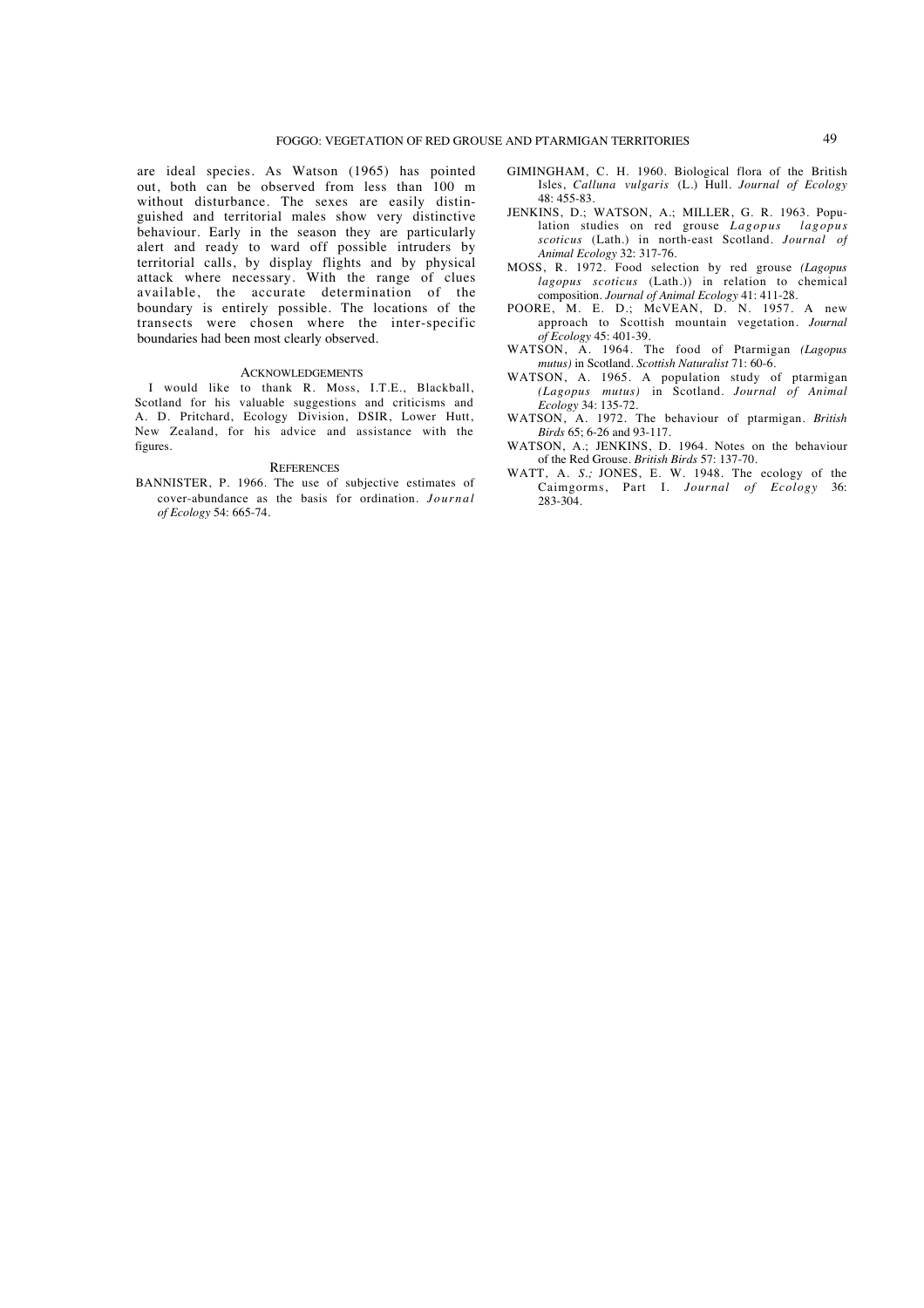are ideal species. As Watson (1965) has pointed out, both can be observed from less than 100 m without disturbance. The sexes are easily distinguished and territorial males show very distinctive behaviour. Early in the season they are particularly alert and ready to ward off possible intruders by territorial calls, by display flights and by physical attack where necessary. With the range of clues available, the accurate determination of the boundary is entirely possible. The locations of the transects were chosen where the inter-specific boundaries had been most clearly observed.

## Acknowledgements

I would like to thank R. Moss, I.T.E., Blackball, Scotland for his valuable suggestions and criticisms and A. D. Pritchard, Ecology Division, DSIR, Lower Hutt, New Zealand, for his advice and assistance with the figures.

## References

BANNISTER, P. 1966. The use of subjective estimates of cover-abundance as the basis for ordination. *Journal of Ecology* 54: 665-74.

GIMINGHAM, C. H. 1960. Biological flora of the British Isles, *Calluna vulgaris* (L.) Hull. *Journal of Ecology* 48: 455-83.

JENKINS, D.; WATSON, A.; MILLER, G. R. 1963. Population studies on red grouse *Lagopus lagopus scoticus* (Lath.) in north-east Scotland. *Journal of Animal Ecology* 32: 317-76.

MOSS, R. 1972. Food selection by red grouse *(Lagopus lagopus scoticus* (Lath.)) in relation to chemical composition. *Journal of Animal Ecology* 41: 411-28.

POORE, M. E. D.; McVEAN, D. N. 1957. A new approach to Scottish mountain vegetation. *Journal of Ecology* 45: 401-39.

WATSON, A. 1964. The food of Ptarmigan *(Lagopus mutus)* in Scotland. *Scottish Naturalist* 71: 60-6.

WATSON, A. 1965. A population study of ptarmigan *(Lagopus mutus)* in Scotland. *Journal of Animal Ecology* 34: 135-72.

WATSON, A. 1972. The behaviour of ptarmigan. *British Birds* 65; 6-26 and 93-117.

WATSON, A.; JENKINS, D. 1964. Notes on the behaviour of the Red Grouse. *British Birds* 57: 137-70.

WATT, A. *S.;* JONES, E. W. 1948. The ecology of the Caimgorms, Part I. *Journal of Ecology* 36: 283-304.